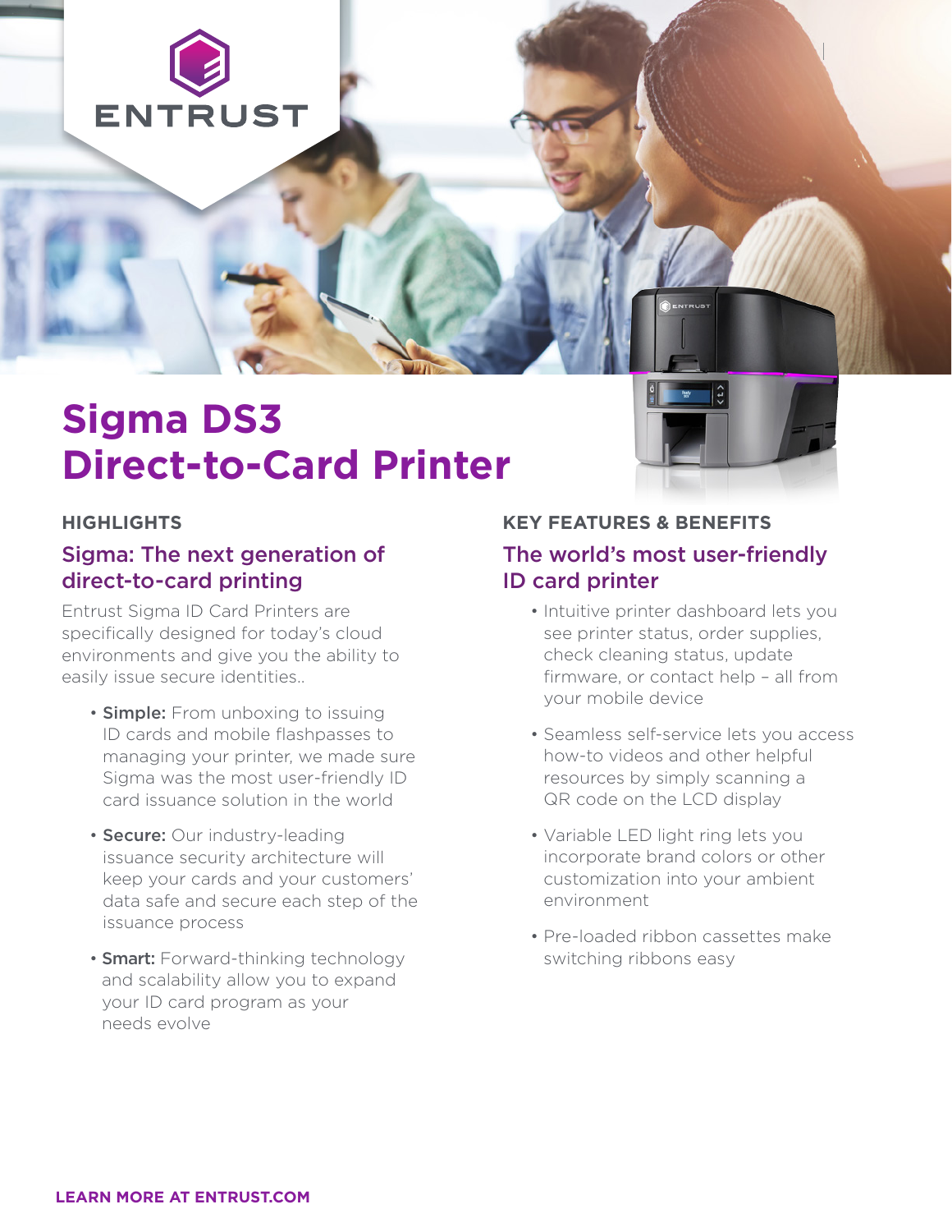# Sigma DS3 Direct-to-Card Printer

## HIGHLIGHTS

### Sigma: The next generation of direct-to-card printing

Entrust Sigma ID Card Printers are specifically designed for today's cloud environments and give you the ability to easily issue secure identities..

- **Simple:** From unboxing to issuing ID cards and mobile flashpasses to managing your printer, we made sure Sigma was the most user-friendly ID card issuance solution in the world
- **Secure:** Our industry-leading issuance security architecture will keep your cards and your customers' data safe and secure each step of the issuance process
- **Smart:** Forward-thinking technology and scalability allow you to expand your ID card program as your needs evolve

## KEY FEATURES & BENEFITS

### The world's most user-friendly ID card printer

- Intuitive printer dashboard lets you see printer status, order supplies, check cleaning status, update firmware, or contact help – all from your mobile device
- Seamless self-service lets you access how-to videos and other helpful resources by simply scanning a QR code on the LCD display
- Variable LED light ring lets you incorporate brand colors or other customization into your ambient environment
- Pre-loaded ribbon cassettes make switching ribbons easy

**LEARN MORE AT ENTRUST.COM**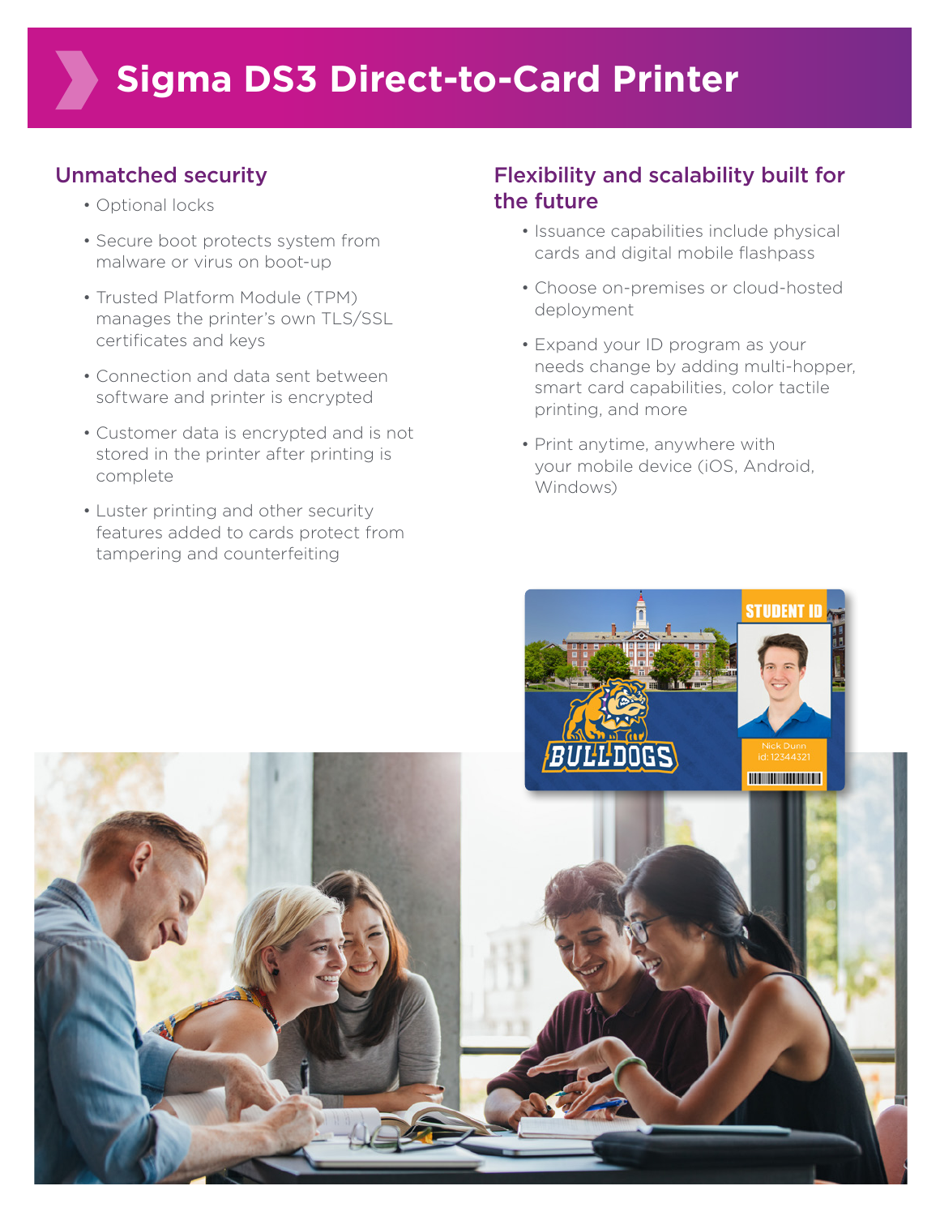# Sigma DS3 Direct-to-Card Printer

## Unmatched security

- Optional locks
- Secure boot protects system from malware or virus on boot-up
- Trusted Platform Module (TPM) manages the printer's own TLS/SSL certificates and keys
- Connection and data sent between software and printer is encrypted
- Customer data is encrypted and is not stored in the printer after printing is complete
- Luster printing and other security features added to cards protect from tampering and counterfeiting

## Flexibility and scalability built for the future

- Issuance capabilities include physical cards and digital mobile flashpass
- Choose on-premises or cloud-hosted deployment
- Expand your ID program as your needs change by adding multi-hopper, smart card capabilities, color tactile printing, and more
- Print anytime, anywhere with your mobile device (iOS, Android, Windows)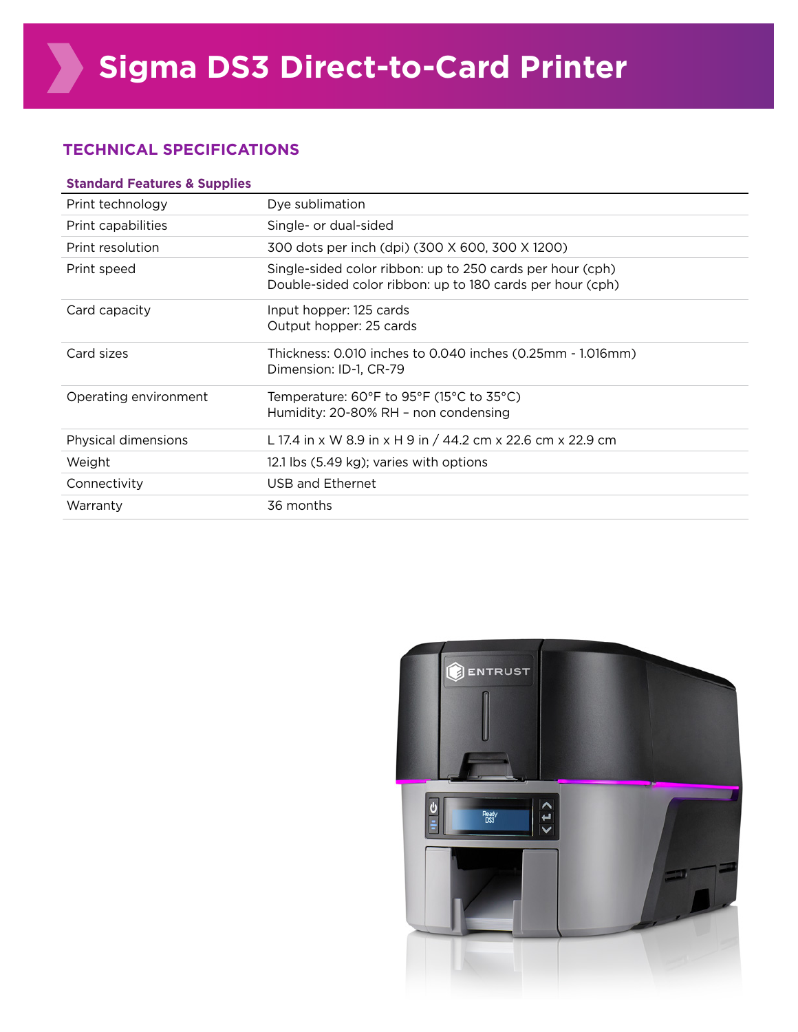# Sigma DS3 Direct-to-Card Printer

## TECHNICAL SPECIFICATIONS

### Standard Features & Supplies

| | |
|---|---|
| Print technology | Dye sublimation |
| Print capabilities | Single- or dual-sided |
| Print resolution | 300 dots per inch (dpi) (300 X 600, 300 X 1200) |
| Print speed | Single-sided color ribbon: up to 250 cards per hour (cph)<br>Double-sided color ribbon: up to 180 cards per hour (cph) |
| Card capacity | Input hopper: 125 cards<br>Output hopper: 25 cards |
| Card sizes | Thickness: 0.010 inches to 0.040 inches (0.25mm - 1.016mm)<br>Dimension: ID-1, CR-79 |
| Operating environment | Temperature: 60°F to 95°F (15°C to 35°C)<br>Humidity: 20-80% RH – non condensing |
| Physical dimensions | L 17.4 in x W 8.9 in x H 9 in / 44.2 cm x 22.6 cm x 22.9 cm |
| Weight | 12.1 lbs (5.49 kg); varies with options |
| Connectivity | USB and Ethernet |
| Warranty | 36 months |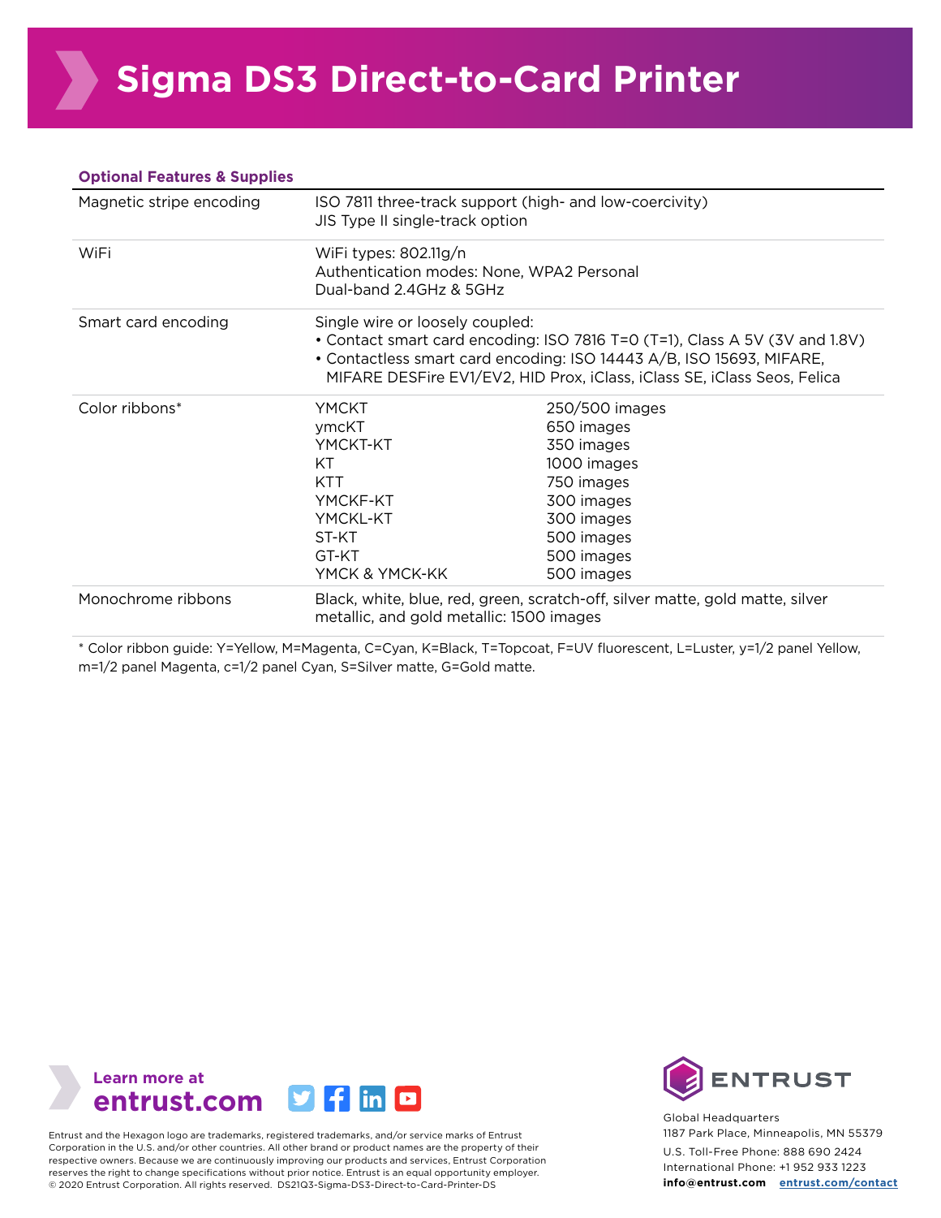# Sigma DS3 Direct-to-Card Printer

### Optional Features & Supplies

| | | |
|---|---|---|
| Magnetic stripe encoding | ISO 7811 three-track support (high- and low-coercivity)<br>JIS Type II single-track option | |
| WiFi | WiFi types: 802.11g/n<br>Authentication modes: None, WPA2 Personal<br>Dual-band 2.4GHz & 5GHz | |
| Smart card encoding | Single wire or loosely coupled:<br>• Contact smart card encoding: ISO 7816 T=0 (T=1), Class A 5V (3V and 1.8V)<br>• Contactless smart card encoding: ISO 14443 A/B, ISO 15693, MIFARE, MIFARE DESFire EV1/EV2, HID Prox, iClass, iClass SE, iClass Seos, Felica | |
| Color ribbons* | YMCKT | 250/500 images |
| | ymcKT | 650 images |
| | YMCKT-KT | 350 images |
| | KT | 1000 images |
| | KTT | 750 images |
| | YMCKF-KT | 300 images |
| | YMCKL-KT | 300 images |
| | ST-KT | 500 images |
| | GT-KT | 500 images |
| | YMCK & YMCK-KK | 500 images |
| Monochrome ribbons | Black, white, blue, red, green, scratch-off, silver matte, gold matte, silver metallic, and gold metallic: 1500 images | |

* Color ribbon guide: Y=Yellow, M=Magenta, C=Cyan, K=Black, T=Topcoat, F=UV fluorescent, L=Luster, y=1/2 panel Yellow, m=1/2 panel Magenta, c=1/2 panel Cyan, S=Silver matte, G=Gold matte.

**Learn more at**
**entrust.com**

Entrust and the Hexagon logo are trademarks, registered trademarks, and/or service marks of Entrust Corporation in the U.S. and/or other countries. All other brand or product names are the property of their respective owners. Because we are continuously improving our products and services, Entrust Corporation reserves the right to change specifications without prior notice. Entrust is an equal opportunity employer. © 2020 Entrust Corporation. All rights reserved. DS21Q3-Sigma-DS3-Direct-to-Card-Printer-DS

ENTRUST

Global Headquarters
1187 Park Place, Minneapolis, MN 55379
U.S. Toll-Free Phone: 888 690 2424
International Phone: +1 952 933 1223
**info@entrust.com** entrust.com/contact